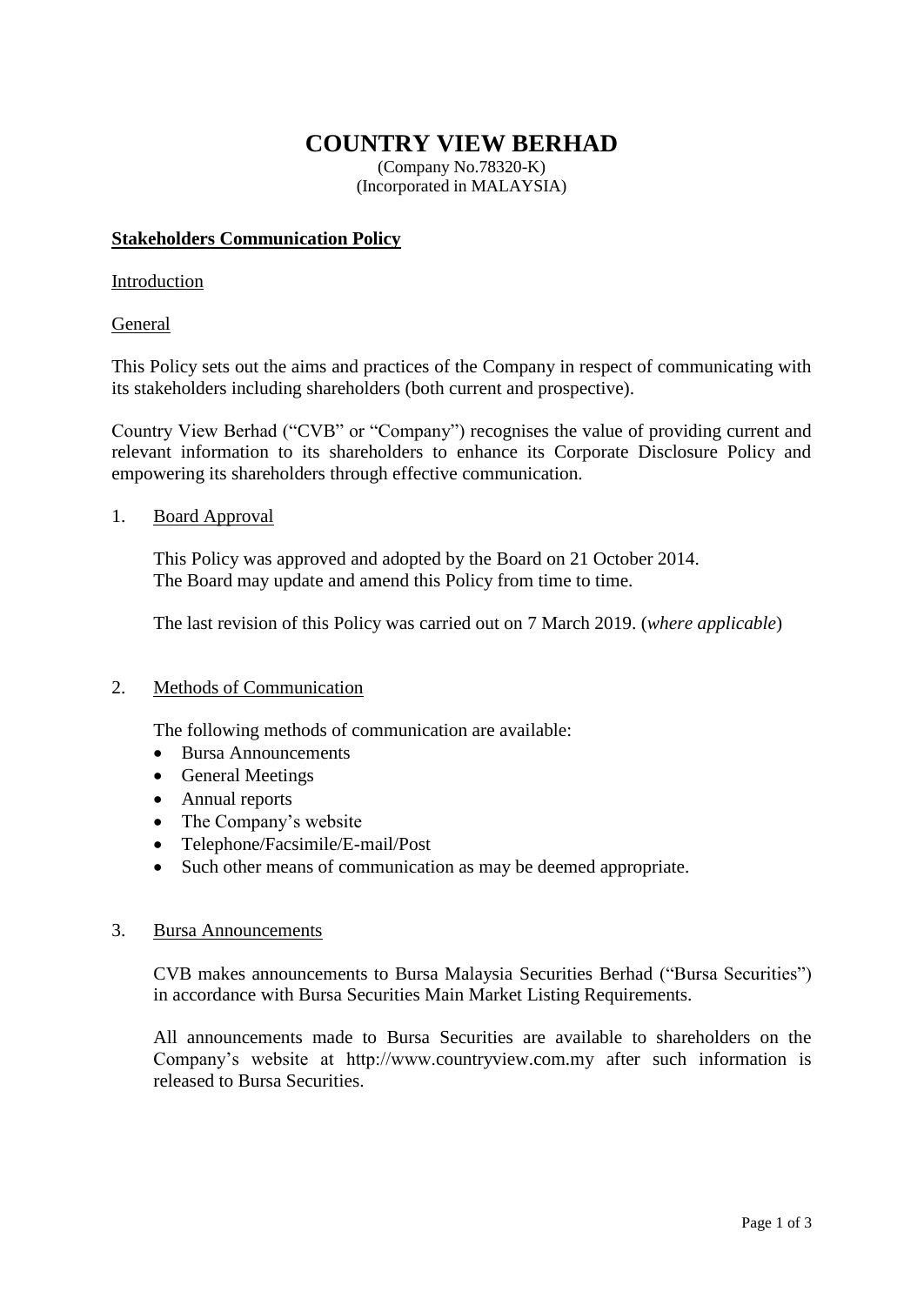# COUNTRY VIEW BERHAD

(Company No.78320-K)
(Incorporated in MALAYSIA)

## Stakeholders Communication Policy

### Introduction

### General

This Policy sets out the aims and practices of the Company in respect of communicating with its stakeholders including shareholders (both current and prospective).

Country View Berhad ("CVB" or "Company") recognises the value of providing current and relevant information to its shareholders to enhance its Corporate Disclosure Policy and empowering its shareholders through effective communication.

### 1. Board Approval

This Policy was approved and adopted by the Board on 21 October 2014.
The Board may update and amend this Policy from time to time.

The last revision of this Policy was carried out on 7 March 2019. (*where applicable*)

### 2. Methods of Communication

The following methods of communication are available:

- Bursa Announcements
- General Meetings
- Annual reports
- The Company's website
- Telephone/Facsimile/E-mail/Post
- Such other means of communication as may be deemed appropriate.

### 3. Bursa Announcements

CVB makes announcements to Bursa Malaysia Securities Berhad ("Bursa Securities") in accordance with Bursa Securities Main Market Listing Requirements.

All announcements made to Bursa Securities are available to shareholders on the Company's website at http://www.countryview.com.my after such information is released to Bursa Securities.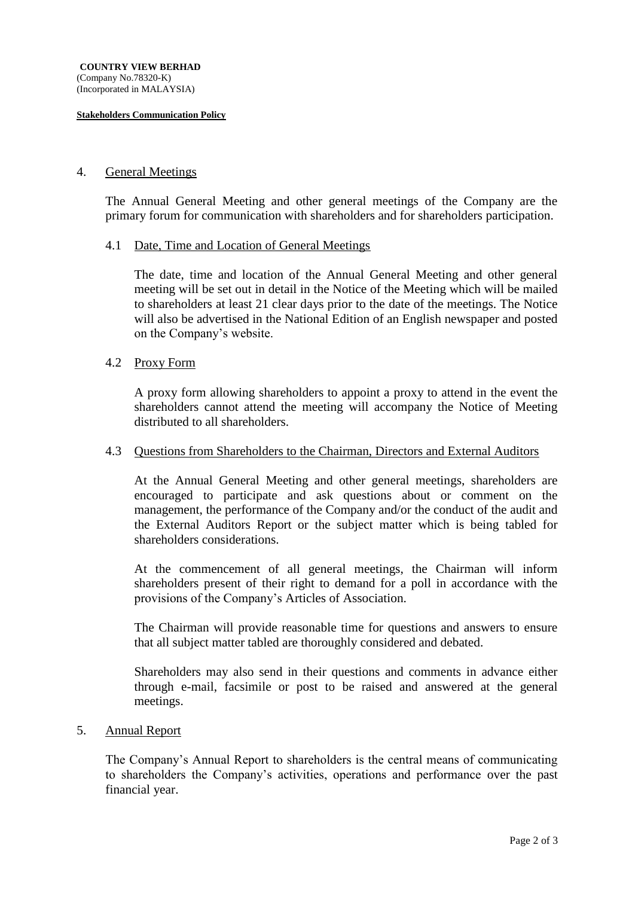**COUNTRY VIEW BERHAD**
(Company No.78320-K)
(Incorporated in MALAYSIA)

**Stakeholders Communication Policy**

## 4. General Meetings

The Annual General Meeting and other general meetings of the Company are the primary forum for communication with shareholders and for shareholders participation.

### 4.1 Date, Time and Location of General Meetings

The date, time and location of the Annual General Meeting and other general meeting will be set out in detail in the Notice of the Meeting which will be mailed to shareholders at least 21 clear days prior to the date of the meetings. The Notice will also be advertised in the National Edition of an English newspaper and posted on the Company's website.

### 4.2 Proxy Form

A proxy form allowing shareholders to appoint a proxy to attend in the event the shareholders cannot attend the meeting will accompany the Notice of Meeting distributed to all shareholders.

### 4.3 Questions from Shareholders to the Chairman, Directors and External Auditors

At the Annual General Meeting and other general meetings, shareholders are encouraged to participate and ask questions about or comment on the management, the performance of the Company and/or the conduct of the audit and the External Auditors Report or the subject matter which is being tabled for shareholders considerations.

At the commencement of all general meetings, the Chairman will inform shareholders present of their right to demand for a poll in accordance with the provisions of the Company's Articles of Association.

The Chairman will provide reasonable time for questions and answers to ensure that all subject matter tabled are thoroughly considered and debated.

Shareholders may also send in their questions and comments in advance either through e-mail, facsimile or post to be raised and answered at the general meetings.

## 5. Annual Report

The Company's Annual Report to shareholders is the central means of communicating to shareholders the Company's activities, operations and performance over the past financial year.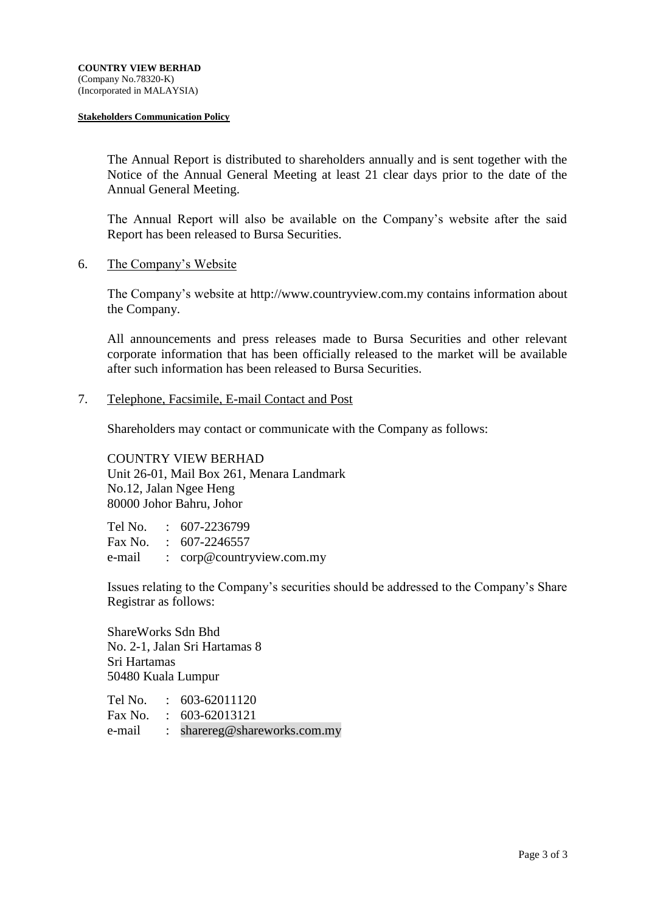**COUNTRY VIEW BERHAD**
(Company No.78320-K)
(Incorporated in MALAYSIA)

**Stakeholders Communication Policy**

The Annual Report is distributed to shareholders annually and is sent together with the Notice of the Annual General Meeting at least 21 clear days prior to the date of the Annual General Meeting.

The Annual Report will also be available on the Company's website after the said Report has been released to Bursa Securities.

6. The Company's Website

The Company's website at http://www.countryview.com.my contains information about the Company.

All announcements and press releases made to Bursa Securities and other relevant corporate information that has been officially released to the market will be available after such information has been released to Bursa Securities.

7. Telephone, Facsimile, E-mail Contact and Post

Shareholders may contact or communicate with the Company as follows:

COUNTRY VIEW BERHAD
Unit 26-01, Mail Box 261, Menara Landmark
No.12, Jalan Ngee Heng
80000 Johor Bahru, Johor

Tel No. : 607-2236799
Fax No. : 607-2246557
e-mail : corp@countryview.com.my

Issues relating to the Company's securities should be addressed to the Company's Share Registrar as follows:

ShareWorks Sdn Bhd
No. 2-1, Jalan Sri Hartamas 8
Sri Hartamas
50480 Kuala Lumpur

Tel No. : 603-62011120
Fax No. : 603-62013121
e-mail : sharereg@shareworks.com.my